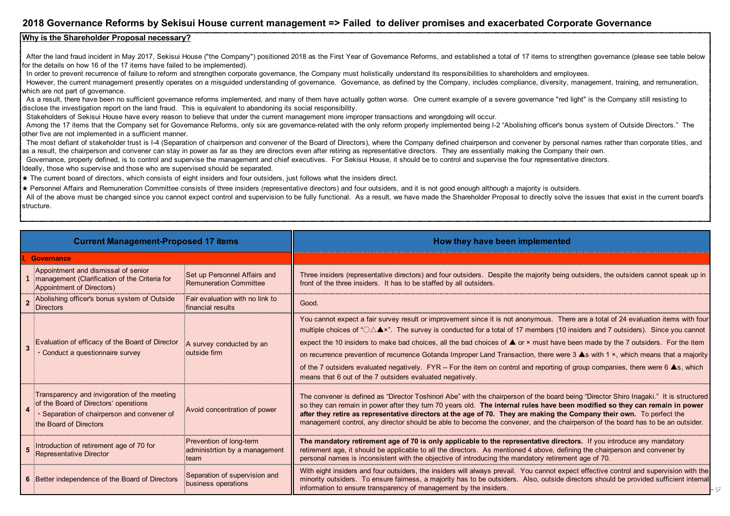# 2018 Governance Reforms by Sekisui House current management => Failed to deliver promises and exacerbated Corporate Governance

## Why is the Shareholder Proposal necessary?

After the land fraud incident in May 2017, Sekisui House ("the Company") positioned 2018 as the First Year of Governance Reforms, and established a total of 17 items to strengthen governance (please see table below for the details on how 16 of the 17 items have failed to be implemented).

In order to prevent recurrence of failure to reform and strengthen corporate governance, the Company must holistically understand its responsibilities to shareholders and employees.

However, the current management presently operates on a misguided understanding of governance. Governance, as defined by the Company, includes compliance, diversity, management, training, and remuneration, which are not part of governance.

As a result, there have been no sufficient governance reforms implemented, and many of them have actually gotten worse. One current example of a severe governance "red light" is the Company still resisting to disclose the investigation report on the land fraud. This is equivalent to abandoning its social responsibility.

Stakeholders of Sekisui House have every reason to believe that under the current management more improper transactions and wrongdoing will occur.

Among the 17 items that the Company set for Governance Reforms, only six are governance-related with the only reform properly implemented being I-2 "Abolishing officer's bonus system of Outside Directors." The other five are not implemented in a sufficient manner.

The most defiant of stakeholder trust is I-4 (Separation of chairperson and convener of the Board of Directors), where the Company defined chairperson and convener by personal names rather than corporate titles, and as a result, the chairperson and convener can stay in power as far as they are directors even after retiring as representative directors. They are essentially making the Company their own.

Governance, properly defined, is to control and supervise the management and chief executives. For Sekisui House, it should be to control and supervise the four representative directors.

Ideally, those who supervise and those who are supervised should be separated.

★ The current board of directors, which consists of eight insiders and four outsiders, just follows what the insiders direct.

★ Personnel Affairs and Remuneration Committee consists of three insiders (representative directors) and four outsiders, and it is not good enough although a majority is outsiders.

All of the above must be changed since you cannot expect control and supervision to be fully functional. As a result, we have made the Shareholder Proposal to directly solve the issues that exist in the current board's structure.

| | Current Management-Proposed 17 items | | How they have been implemented |
|---|---|---|---|
| **I. Governance** | | | |
| **1** | Appointment and dismissal of senior management (Clarification of the Criteria for Appointment of Directors) | Set up Personnel Affairs and Remuneration Committee | Three insiders (representative directors) and four outsiders. Despite the majority being outsiders, the outsiders cannot speak up in front of the three insiders. It has to be staffed by all outsiders. |
| **2** | Abolishing officer's bonus system of Outside Directors | Fair evaluation with no link to financial results | Good. |
| **3** | Evaluation of efficacy of the Board of Director ・Conduct a questionnaire survey | A survey conducted by an outside firm | You cannot expect a fair survey result or improvement since it is not anonymous. There are a total of 24 evaluation items with four multiple choices of "○△▲×". The survey is conducted for a total of 17 members (10 insiders and 7 outsiders). Since you cannot expect the 10 insiders to make bad choices, all the bad choices of ▲ or × must have been made by the 7 outsiders. For the item on recurrence prevention of recurrence Gotanda Improper Land Transaction, there were 3 ▲s with 1 ×, which means that a majority of the 7 outsiders evaluated negatively. FYR -- For the item on control and reporting of group companies, there were 6 ▲s, which means that 6 out of the 7 outsiders evaluated negatively. |
| **4** | Transparency and invigoration of the meeting of the Board of Directors' operations ・Separation of chairperson and convener of the Board of Directors | Avoid concentration of power | The convener is defined as "Director Toshinori Abe" with the chairperson of the board being "Director Shiro Inagaki." It is structured so they can remain in power after they turn 70 years old. **The internal rules have been modified so they can remain in power after they retire as representative directors at the age of 70. They are making the Company their own.** To perfect the management control, any director should be able to become the convener, and the chairperson of the board has to be an outsider. |
| **5** | Introduction of retirement age of 70 for Representative Director | Prevention of long-term administrtion by a management team | **The mandatory retirement age of 70 is only applicable to the representative directors.** If you introduce any mandatory retirement age, it should be applicable to all the directors. As mentioned 4 above, defining the chairperson and convener by personal names is inconsistent with the objective of introducing the mandatory retirement age of 70. |
| **6** | Better independence of the Board of Directors | Separation of supervision and business operations | With eight insiders and four outsiders, the insiders will always prevail. You cannot expect effective control and supervision with the minority outsiders. To ensure fairness, a majority has to be outsiders. Also, outside directors should be provided sufficient internal information to ensure transparency of management by the insiders. |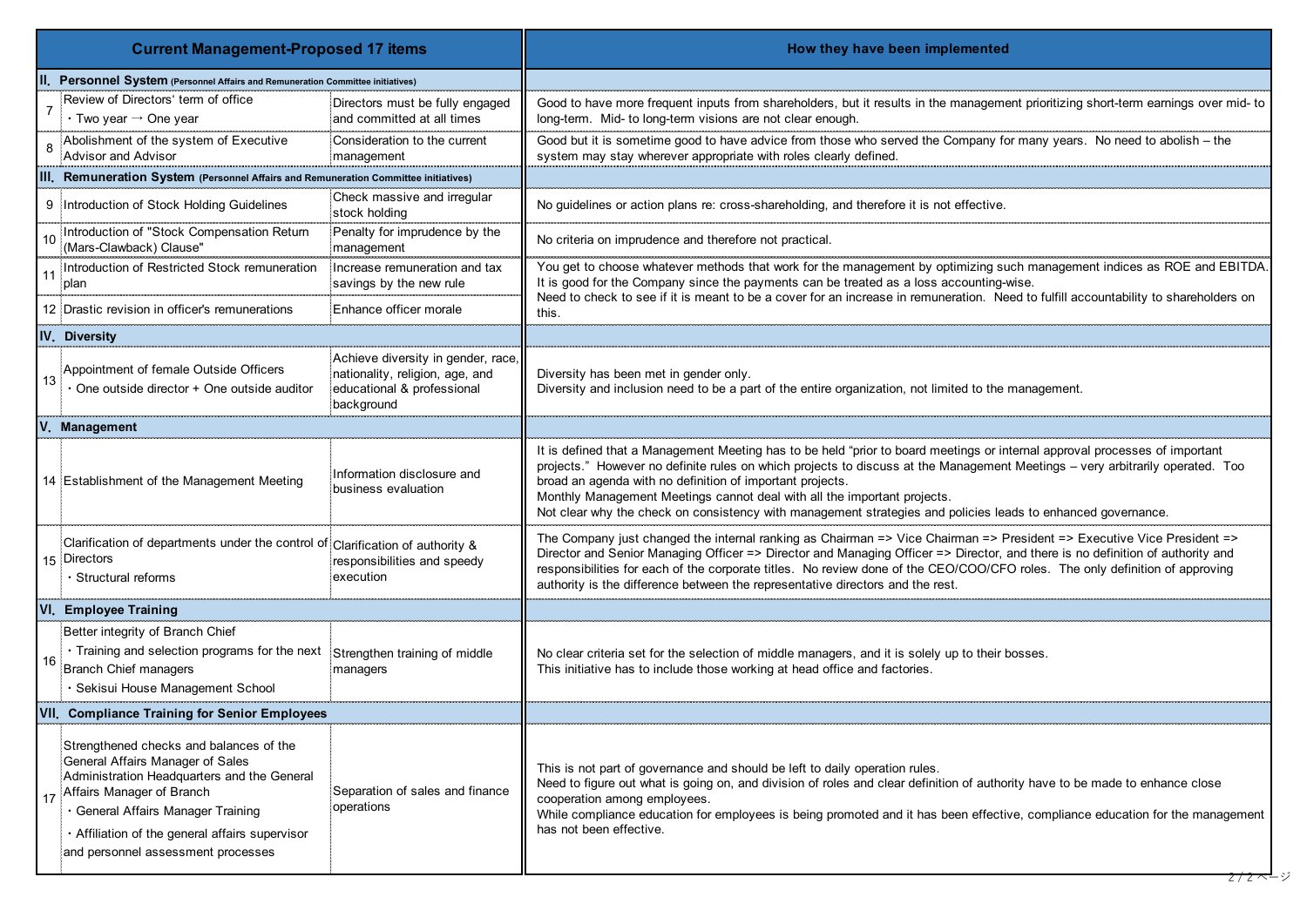| Current Management-Proposed 17 items | | | How they have been implemented |
|---|---|---|---|
| **II. Personnel System** (Personnel Affairs and Remuneration Committee initiatives) | | | |
| 7 | Review of Directors' term of office<br>・Two year → One year | Directors must be fully engaged and committed at all times | Good to have more frequent inputs from shareholders, but it results in the management prioritizing short-term earnings over mid- to long-term. Mid- to long-term visions are not clear enough. |
| 8 | Abolishment of the system of Executive Advisor and Advisor | Consideration to the current management | Good but it is sometime good to have advice from those who served the Company for many years. No need to abolish – the system may stay wherever appropriate with roles clearly defined. |
| **III. Remuneration System** (Personnel Affairs and Remuneration Committee initiatives) | | | |
| 9 | Introduction of Stock Holding Guidelines | Check massive and irregular stock holding | No guidelines or action plans re: cross-shareholding, and therefore it is not effective. |
| 10 | Introduction of "Stock Compensation Return (Mars-Clawback) Clause" | Penalty for imprudence by the management | No criteria on imprudence and therefore not practical. |
| 11 | Introduction of Restricted Stock remuneration plan | Increase remuneration and tax savings by the new rule | You get to choose whatever methods that work for the management by optimizing such management indices as ROE and EBITDA. It is good for the Company since the payments can be treated as a loss accounting-wise.<br>Need to check to see if it is meant to be a cover for an increase in remuneration. Need to fulfill accountability to shareholders on this. |
| 12 | Drastic revision in officer's remunerations | Enhance officer morale | |
| **IV. Diversity** | | | |
| 13 | Appointment of female Outside Officers<br>・One outside director + One outside auditor | Achieve diversity in gender, race, nationality, religion, age, and educational & professional background | Diversity has been met in gender only.<br>Diversity and inclusion need to be a part of the entire organization, not limited to the management. |
| **V. Management** | | | |
| 14 | Establishment of the Management Meeting | Information disclosure and business evaluation | It is defined that a Management Meeting has to be held "prior to board meetings or internal approval processes of important projects." However no definite rules on which projects to discuss at the Management Meetings – very arbitrarily operated. Too broad an agenda with no definition of important projects.<br>Monthly Management Meetings cannot deal with all the important projects.<br>Not clear why the check on consistency with management strategies and policies leads to enhanced governance. |
| 15 | Clarification of departments under the control of Directors<br>・Structural reforms | Clarification of authority & responsibilities and speedy execution | The Company just changed the internal ranking as Chairman => Vice Chairman => President => Executive Vice President => Director and Senior Managing Officer => Director and Managing Officer => Director, and there is no definition of authority and responsibilities for each of the corporate titles. No review done of the CEO/COO/CFO roles. The only definition of approving authority is the difference between the representative directors and the rest. |
| **VI. Employee Training** | | | |
| 16 | Better integrity of Branch Chief<br>・Training and selection programs for the next Branch Chief managers<br>・Sekisui House Management School | Strengthen training of middle managers | No clear criteria set for the selection of middle managers, and it is solely up to their bosses.<br>This initiative has to include those working at head office and factories. |
| **VII. Compliance Training for Senior Employees** | | | |
| 17 | Strengthened checks and balances of the General Affairs Manager of Sales Administration Headquarters and the General Affairs Manager of Branch<br>・General Affairs Manager Training<br>・Affiliation of the general affairs supervisor and personnel assessment processes | Separation of sales and finance operations | This is not part of governance and should be left to daily operation rules.<br>Need to figure out what is going on, and division of roles and clear definition of authority have to be made to enhance close cooperation among employees.<br>While compliance education for employees is being promoted and it has been effective, compliance education for the management has not been effective. |